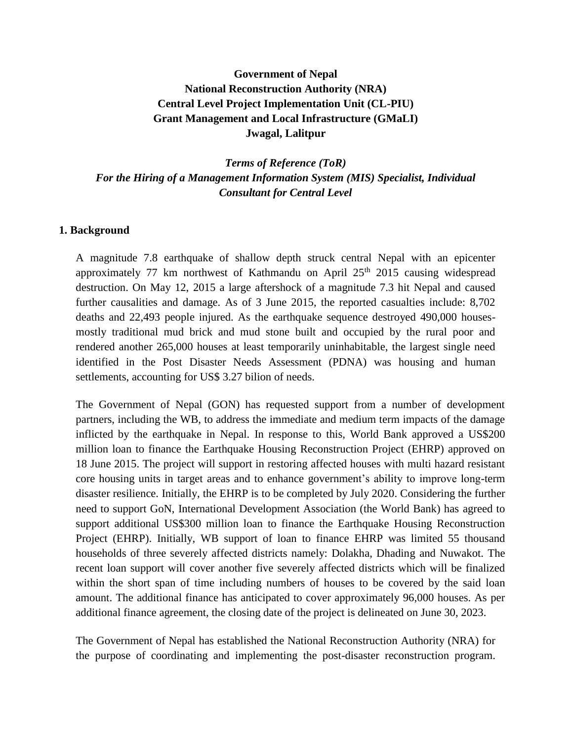**Government of Nepal**
**National Reconstruction Authority (NRA)**
**Central Level Project Implementation Unit (CL-PIU)**
**Grant Management and Local Infrastructure (GMaLI)**
**Jwagal, Lalitpur**

***Terms of Reference (ToR)***
***For the Hiring of a Management Information System (MIS) Specialist, Individual Consultant for Central Level***

## 1. Background

A magnitude 7.8 earthquake of shallow depth struck central Nepal with an epicenter approximately 77 km northwest of Kathmandu on April 25th 2015 causing widespread destruction. On May 12, 2015 a large aftershock of a magnitude 7.3 hit Nepal and caused further causalities and damage. As of 3 June 2015, the reported casualties include: 8,702 deaths and 22,493 people injured. As the earthquake sequence destroyed 490,000 houses- mostly traditional mud brick and mud stone built and occupied by the rural poor and rendered another 265,000 houses at least temporarily uninhabitable, the largest single need identified in the Post Disaster Needs Assessment (PDNA) was housing and human settlements, accounting for US$ 3.27 bilion of needs.

The Government of Nepal (GON) has requested support from a number of development partners, including the WB, to address the immediate and medium term impacts of the damage inflicted by the earthquake in Nepal. In response to this, World Bank approved a US$200 million loan to finance the Earthquake Housing Reconstruction Project (EHRP) approved on 18 June 2015. The project will support in restoring affected houses with multi hazard resistant core housing units in target areas and to enhance government's ability to improve long-term disaster resilience. Initially, the EHRP is to be completed by July 2020. Considering the further need to support GoN, International Development Association (the World Bank) has agreed to support additional US$300 million loan to finance the Earthquake Housing Reconstruction Project (EHRP). Initially, WB support of loan to finance EHRP was limited 55 thousand households of three severely affected districts namely: Dolakha, Dhading and Nuwakot. The recent loan support will cover another five severely affected districts which will be finalized within the short span of time including numbers of houses to be covered by the said loan amount. The additional finance has anticipated to cover approximately 96,000 houses. As per additional finance agreement, the closing date of the project is delineated on June 30, 2023.

The Government of Nepal has established the National Reconstruction Authority (NRA) for the purpose of coordinating and implementing the post-disaster reconstruction program.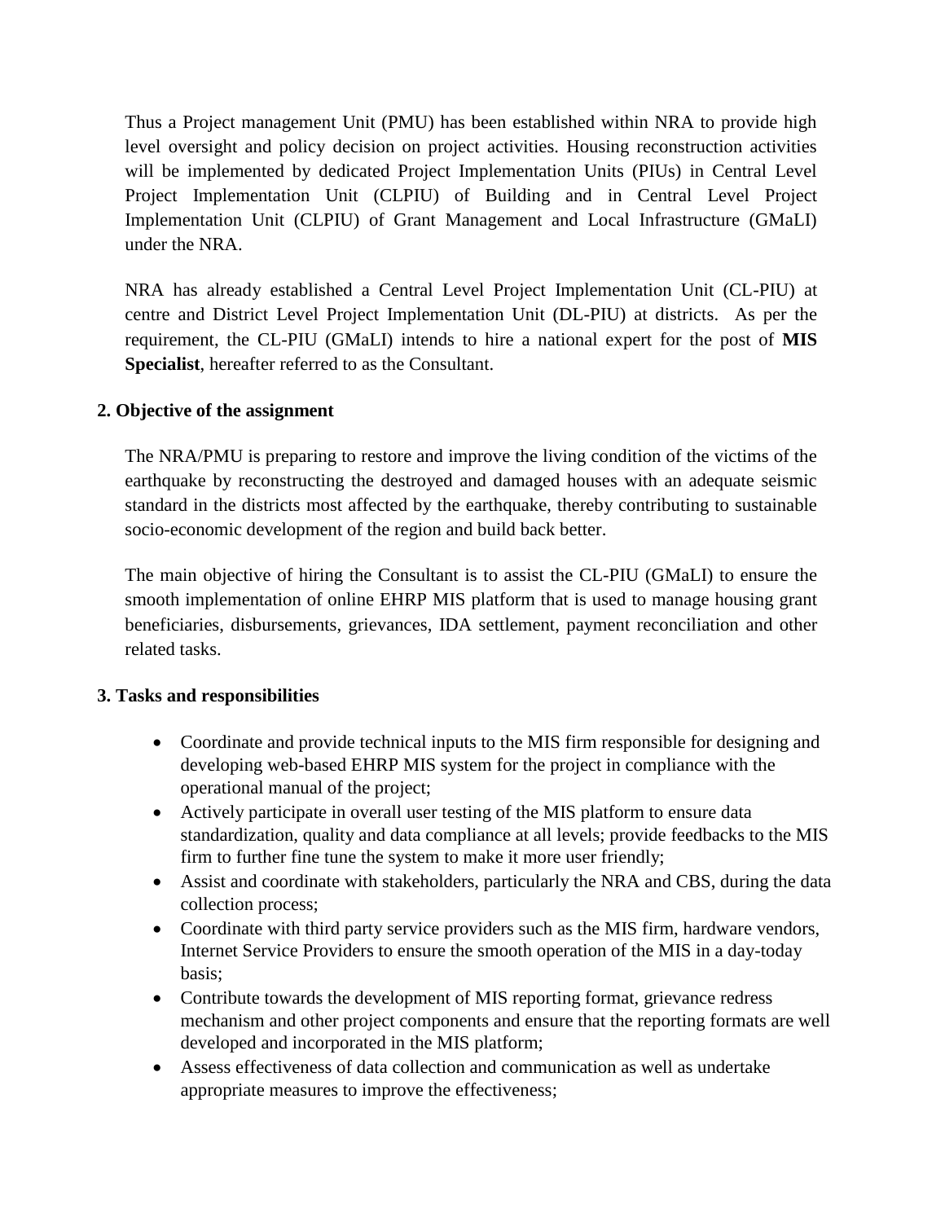Thus a Project management Unit (PMU) has been established within NRA to provide high level oversight and policy decision on project activities. Housing reconstruction activities will be implemented by dedicated Project Implementation Units (PIUs) in Central Level Project Implementation Unit (CLPIU) of Building and in Central Level Project Implementation Unit (CLPIU) of Grant Management and Local Infrastructure (GMaLI) under the NRA.

NRA has already established a Central Level Project Implementation Unit (CL-PIU) at centre and District Level Project Implementation Unit (DL-PIU) at districts. As per the requirement, the CL-PIU (GMaLI) intends to hire a national expert for the post of **MIS Specialist**, hereafter referred to as the Consultant.

## 2. Objective of the assignment

The NRA/PMU is preparing to restore and improve the living condition of the victims of the earthquake by reconstructing the destroyed and damaged houses with an adequate seismic standard in the districts most affected by the earthquake, thereby contributing to sustainable socio-economic development of the region and build back better.

The main objective of hiring the Consultant is to assist the CL-PIU (GMaLI) to ensure the smooth implementation of online EHRP MIS platform that is used to manage housing grant beneficiaries, disbursements, grievances, IDA settlement, payment reconciliation and other related tasks.

## 3. Tasks and responsibilities

- Coordinate and provide technical inputs to the MIS firm responsible for designing and developing web-based EHRP MIS system for the project in compliance with the operational manual of the project;
- Actively participate in overall user testing of the MIS platform to ensure data standardization, quality and data compliance at all levels; provide feedbacks to the MIS firm to further fine tune the system to make it more user friendly;
- Assist and coordinate with stakeholders, particularly the NRA and CBS, during the data collection process;
- Coordinate with third party service providers such as the MIS firm, hardware vendors, Internet Service Providers to ensure the smooth operation of the MIS in a day-today basis;
- Contribute towards the development of MIS reporting format, grievance redress mechanism and other project components and ensure that the reporting formats are well developed and incorporated in the MIS platform;
- Assess effectiveness of data collection and communication as well as undertake appropriate measures to improve the effectiveness;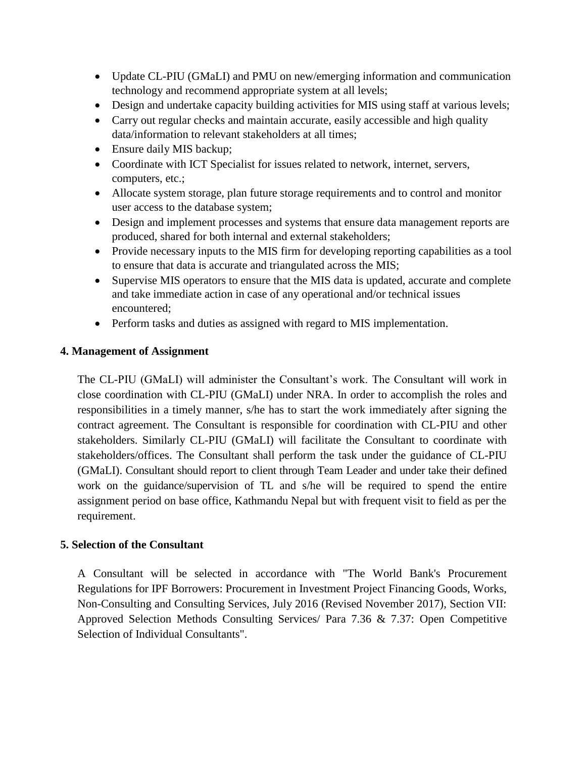- Update CL-PIU (GMaLI) and PMU on new/emerging information and communication technology and recommend appropriate system at all levels;
- Design and undertake capacity building activities for MIS using staff at various levels;
- Carry out regular checks and maintain accurate, easily accessible and high quality data/information to relevant stakeholders at all times;
- Ensure daily MIS backup;
- Coordinate with ICT Specialist for issues related to network, internet, servers, computers, etc.;
- Allocate system storage, plan future storage requirements and to control and monitor user access to the database system;
- Design and implement processes and systems that ensure data management reports are produced, shared for both internal and external stakeholders;
- Provide necessary inputs to the MIS firm for developing reporting capabilities as a tool to ensure that data is accurate and triangulated across the MIS;
- Supervise MIS operators to ensure that the MIS data is updated, accurate and complete and take immediate action in case of any operational and/or technical issues encountered;
- Perform tasks and duties as assigned with regard to MIS implementation.

**4. Management of Assignment**

The CL-PIU (GMaLI) will administer the Consultant's work. The Consultant will work in close coordination with CL-PIU (GMaLI) under NRA. In order to accomplish the roles and responsibilities in a timely manner, s/he has to start the work immediately after signing the contract agreement. The Consultant is responsible for coordination with CL-PIU and other stakeholders. Similarly CL-PIU (GMaLI) will facilitate the Consultant to coordinate with stakeholders/offices. The Consultant shall perform the task under the guidance of CL-PIU (GMaLI). Consultant should report to client through Team Leader and under take their defined work on the guidance/supervision of TL and s/he will be required to spend the entire assignment period on base office, Kathmandu Nepal but with frequent visit to field as per the requirement.

**5. Selection of the Consultant**

A Consultant will be selected in accordance with "The World Bank's Procurement Regulations for IPF Borrowers: Procurement in Investment Project Financing Goods, Works, Non-Consulting and Consulting Services, July 2016 (Revised November 2017), Section VII: Approved Selection Methods Consulting Services/ Para 7.36 & 7.37: Open Competitive Selection of Individual Consultants".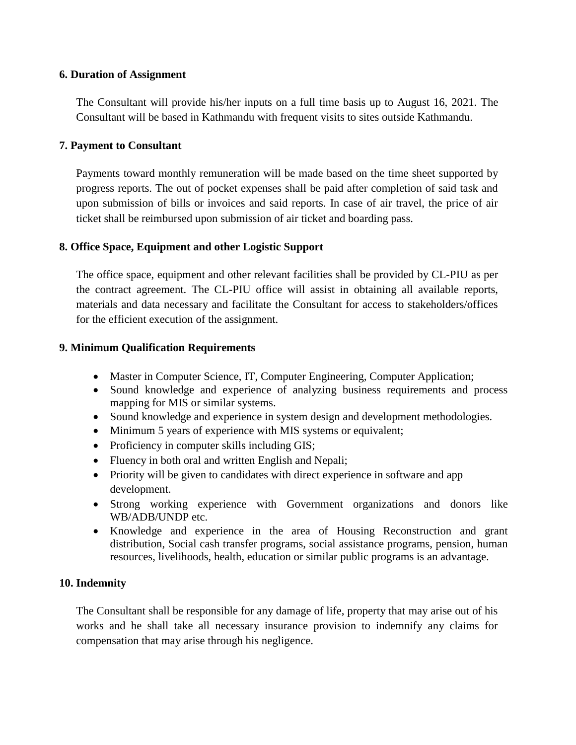**6. Duration of Assignment**

The Consultant will provide his/her inputs on a full time basis up to August 16, 2021. The Consultant will be based in Kathmandu with frequent visits to sites outside Kathmandu.

**7. Payment to Consultant**

Payments toward monthly remuneration will be made based on the time sheet supported by progress reports. The out of pocket expenses shall be paid after completion of said task and upon submission of bills or invoices and said reports. In case of air travel, the price of air ticket shall be reimbursed upon submission of air ticket and boarding pass.

**8. Office Space, Equipment and other Logistic Support**

The office space, equipment and other relevant facilities shall be provided by CL-PIU as per the contract agreement. The CL-PIU office will assist in obtaining all available reports, materials and data necessary and facilitate the Consultant for access to stakeholders/offices for the efficient execution of the assignment.

**9. Minimum Qualification Requirements**

- Master in Computer Science, IT, Computer Engineering, Computer Application;
- Sound knowledge and experience of analyzing business requirements and process mapping for MIS or similar systems.
- Sound knowledge and experience in system design and development methodologies.
- Minimum 5 years of experience with MIS systems or equivalent;
- Proficiency in computer skills including GIS;
- Fluency in both oral and written English and Nepali;
- Priority will be given to candidates with direct experience in software and app development.
- Strong working experience with Government organizations and donors like WB/ADB/UNDP etc.
- Knowledge and experience in the area of Housing Reconstruction and grant distribution, Social cash transfer programs, social assistance programs, pension, human resources, livelihoods, health, education or similar public programs is an advantage.

**10. Indemnity**

The Consultant shall be responsible for any damage of life, property that may arise out of his works and he shall take all necessary insurance provision to indemnify any claims for compensation that may arise through his negligence.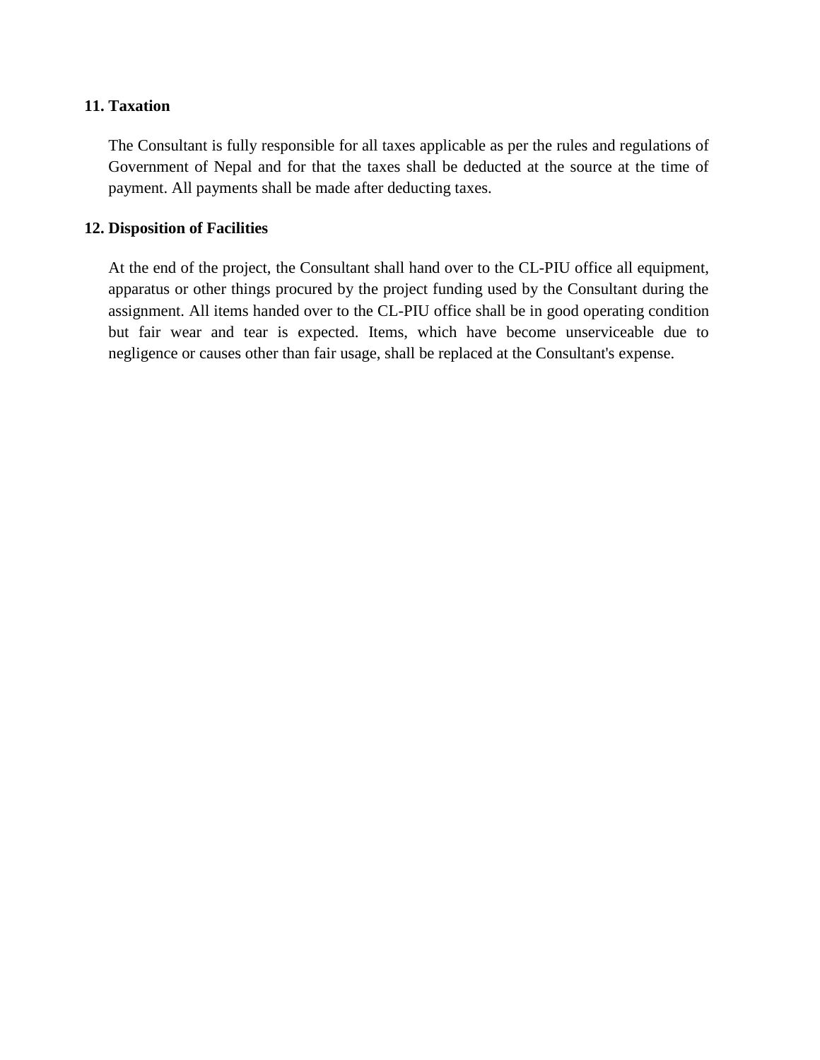**11. Taxation**

The Consultant is fully responsible for all taxes applicable as per the rules and regulations of Government of Nepal and for that the taxes shall be deducted at the source at the time of payment. All payments shall be made after deducting taxes.

**12. Disposition of Facilities**

At the end of the project, the Consultant shall hand over to the CL-PIU office all equipment, apparatus or other things procured by the project funding used by the Consultant during the assignment. All items handed over to the CL-PIU office shall be in good operating condition but fair wear and tear is expected. Items, which have become unserviceable due to negligence or causes other than fair usage, shall be replaced at the Consultant's expense.